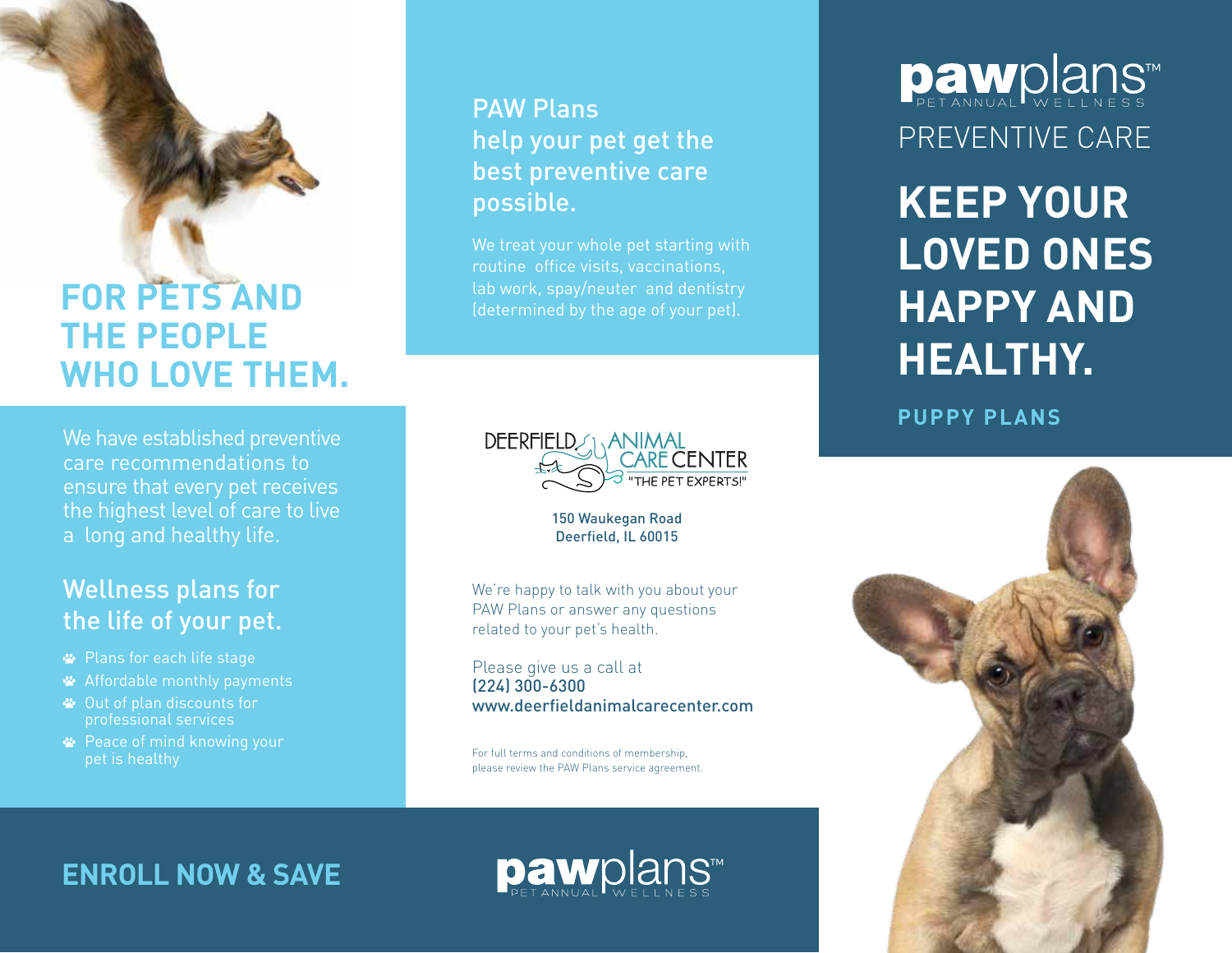# FOR PETS AND THE PEOPLE WHO LOVE THEM.

We have established preventive care recommendations to ensure that every pet receives the highest level of care to live a long and healthy life.

## Wellness plans for the life of your pet.

- Plans for each life stage
- Affordable monthly payments
- Out of plan discounts for professional services
- Peace of mind knowing your pet is healthy

## ENROLL NOW & SAVE

## PAW Plans help your pet get the best preventive care possible.

We treat your whole pet starting with routine office visits, vaccinations, lab work, spay/neuter and dentistry (determined by the age of your pet).

DEERFIELD ANIMAL CARE CENTER "THE PET EXPERTS!"

150 Waukegan Road
Deerfield, IL 60015

We're happy to talk with you about your PAW Plans or answer any questions related to your pet's health.

Please give us a call at
(224) 300-6300
www.deerfieldanimalcarecenter.com

For full terms and conditions of membership, please review the PAW Plans service agreement.

pawplans™ PET ANNUAL WELLNESS

pawplans™ PET ANNUAL WELLNESS

PREVENTIVE CARE

# KEEP YOUR LOVED ONES HAPPY AND HEALTHY.

**PUPPY PLANS**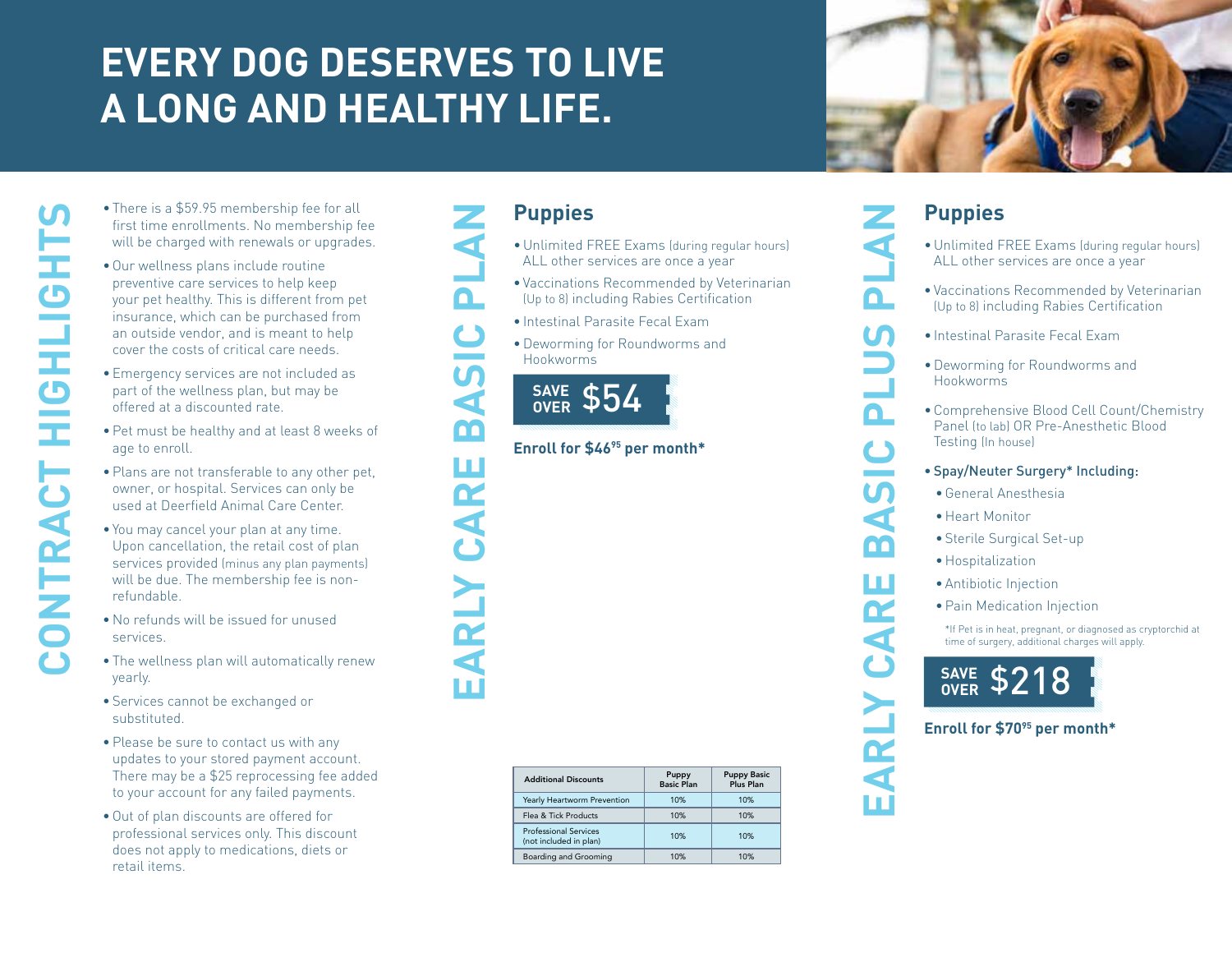# EVERY DOG DESERVES TO LIVE A LONG AND HEALTHY LIFE.

## CONTRACT HIGHLIGHTS

- There is a $59.95 membership fee for all first time enrollments. No membership fee will be charged with renewals or upgrades.
- Our wellness plans include routine preventive care services to help keep your pet healthy. This is different from pet insurance, which can be purchased from an outside vendor, and is meant to help cover the costs of critical care needs.
- Emergency services are not included as part of the wellness plan, but may be offered at a discounted rate.
- Pet must be healthy and at least 8 weeks of age to enroll.
- Plans are not transferable to any other pet, owner, or hospital. Services can only be used at Deerfield Animal Care Center.
- You may cancel your plan at any time. Upon cancellation, the retail cost of plan services provided (minus any plan payments) will be due. The membership fee is non-refundable.
- No refunds will be issued for unused services.
- The wellness plan will automatically renew yearly.
- Services cannot be exchanged or substituted.
- Please be sure to contact us with any updates to your stored payment account. There may be a $25 reprocessing fee added to your account for any failed payments.
- Out of plan discounts are offered for professional services only. This discount does not apply to medications, diets or retail items.

## EARLY CARE BASIC PLAN

### Puppies

- Unlimited FREE Exams (during regular hours) ALL other services are once a year
- Vaccinations Recommended by Veterinarian (Up to 8) including Rabies Certification
- Intestinal Parasite Fecal Exam
- Deworming for Roundworms and Hookworms

**SAVE OVER $54**

**Enroll for $46.95 per month***

| Additional Discounts | Puppy Basic Plan | Puppy Basic Plus Plan |
|---|---|---|
| Yearly Heartworm Prevention | 10% | 10% |
| Flea & Tick Products | 10% | 10% |
| Professional Services (not included in plan) | 10% | 10% |
| Boarding and Grooming | 10% | 10% |

## EARLY CARE BASIC PLUS PLAN

### Puppies

- Unlimited FREE Exams (during regular hours) ALL other services are once a year
- Vaccinations Recommended by Veterinarian (Up to 8) including Rabies Certification
- Intestinal Parasite Fecal Exam
- Deworming for Roundworms and Hookworms
- Comprehensive Blood Cell Count/Chemistry Panel (to lab) OR Pre-Anesthetic Blood Testing (In house)
- Spay/Neuter Surgery* Including:
  - General Anesthesia
  - Heart Monitor
  - Sterile Surgical Set-up
  - Hospitalization
  - Antibiotic Injection
  - Pain Medication Injection

*If Pet is in heat, pregnant, or diagnosed as cryptorchid at time of surgery, additional charges will apply.

**SAVE OVER $218**

**Enroll for $70.95 per month***